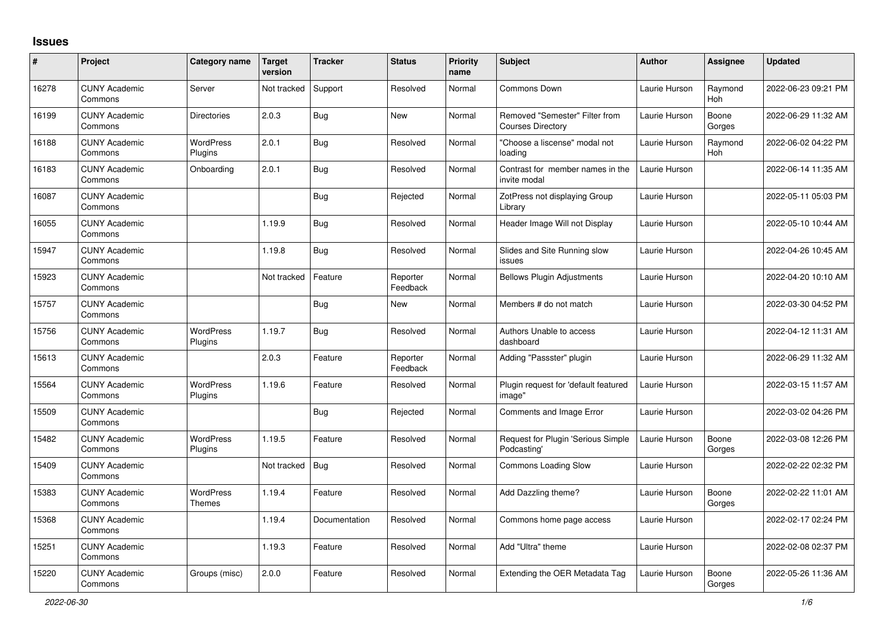# Issues

| # | Project | Category name | Target version | Tracker | Status | Priority name | Subject | Author | Assignee | Updated |
|---|---|---|---|---|---|---|---|---|---|---|
| 16278 | CUNY Academic Commons | Server | Not tracked | Support | Resolved | Normal | Commons Down | Laurie Hurson | Raymond Hoh | 2022-06-23 09:21 PM |
| 16199 | CUNY Academic Commons | Directories | 2.0.3 | Bug | New | Normal | Removed "Semester" Filter from Courses Directory | Laurie Hurson | Boone Gorges | 2022-06-29 11:32 AM |
| 16188 | CUNY Academic Commons | WordPress Plugins | 2.0.1 | Bug | Resolved | Normal | "Choose a liscense" modal not loading | Laurie Hurson | Raymond Hoh | 2022-06-02 04:22 PM |
| 16183 | CUNY Academic Commons | Onboarding | 2.0.1 | Bug | Resolved | Normal | Contrast for member names in the invite modal | Laurie Hurson | | 2022-06-14 11:35 AM |
| 16087 | CUNY Academic Commons | | | Bug | Rejected | Normal | ZotPress not displaying Group Library | Laurie Hurson | | 2022-05-11 05:03 PM |
| 16055 | CUNY Academic Commons | | 1.19.9 | Bug | Resolved | Normal | Header Image Will not Display | Laurie Hurson | | 2022-05-10 10:44 AM |
| 15947 | CUNY Academic Commons | | 1.19.8 | Bug | Resolved | Normal | Slides and Site Running slow issues | Laurie Hurson | | 2022-04-26 10:45 AM |
| 15923 | CUNY Academic Commons | | Not tracked | Feature | Reporter Feedback | Normal | Bellows Plugin Adjustments | Laurie Hurson | | 2022-04-20 10:10 AM |
| 15757 | CUNY Academic Commons | | | Bug | New | Normal | Members # do not match | Laurie Hurson | | 2022-03-30 04:52 PM |
| 15756 | CUNY Academic Commons | WordPress Plugins | 1.19.7 | Bug | Resolved | Normal | Authors Unable to access dashboard | Laurie Hurson | | 2022-04-12 11:31 AM |
| 15613 | CUNY Academic Commons | | 2.0.3 | Feature | Reporter Feedback | Normal | Adding "Passster" plugin | Laurie Hurson | | 2022-06-29 11:32 AM |
| 15564 | CUNY Academic Commons | WordPress Plugins | 1.19.6 | Feature | Resolved | Normal | Plugin request for 'default featured image" | Laurie Hurson | | 2022-03-15 11:57 AM |
| 15509 | CUNY Academic Commons | | | Bug | Rejected | Normal | Comments and Image Error | Laurie Hurson | | 2022-03-02 04:26 PM |
| 15482 | CUNY Academic Commons | WordPress Plugins | 1.19.5 | Feature | Resolved | Normal | Request for Plugin 'Serious Simple Podcasting' | Laurie Hurson | Boone Gorges | 2022-03-08 12:26 PM |
| 15409 | CUNY Academic Commons | | Not tracked | Bug | Resolved | Normal | Commons Loading Slow | Laurie Hurson | | 2022-02-22 02:32 PM |
| 15383 | CUNY Academic Commons | WordPress Themes | 1.19.4 | Feature | Resolved | Normal | Add Dazzling theme? | Laurie Hurson | Boone Gorges | 2022-02-22 11:01 AM |
| 15368 | CUNY Academic Commons | | 1.19.4 | Documentation | Resolved | Normal | Commons home page access | Laurie Hurson | | 2022-02-17 02:24 PM |
| 15251 | CUNY Academic Commons | | 1.19.3 | Feature | Resolved | Normal | Add "Ultra" theme | Laurie Hurson | | 2022-02-08 02:37 PM |
| 15220 | CUNY Academic Commons | Groups (misc) | 2.0.0 | Feature | Resolved | Normal | Extending the OER Metadata Tag | Laurie Hurson | Boone Gorges | 2022-05-26 11:36 AM |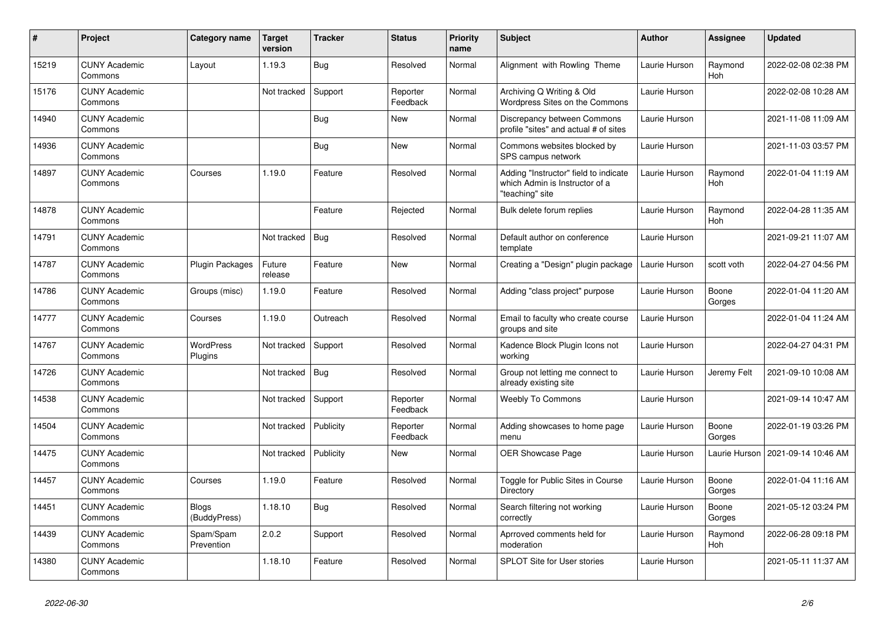| # | Project | Category name | Target version | Tracker | Status | Priority name | Subject | Author | Assignee | Updated |
|---|---|---|---|---|---|---|---|---|---|---|
| 15219 | CUNY Academic Commons | Layout | 1.19.3 | Bug | Resolved | Normal | Alignment with Rowling Theme | Laurie Hurson | Raymond Hoh | 2022-02-08 02:38 PM |
| 15176 | CUNY Academic Commons | | Not tracked | Support | Reporter Feedback | Normal | Archiving Q Writing & Old Wordpress Sites on the Commons | Laurie Hurson | | 2022-02-08 10:28 AM |
| 14940 | CUNY Academic Commons | | | Bug | New | Normal | Discrepancy between Commons profile "sites" and actual # of sites | Laurie Hurson | | 2021-11-08 11:09 AM |
| 14936 | CUNY Academic Commons | | | Bug | New | Normal | Commons websites blocked by SPS campus network | Laurie Hurson | | 2021-11-03 03:57 PM |
| 14897 | CUNY Academic Commons | Courses | 1.19.0 | Feature | Resolved | Normal | Adding "Instructor" field to indicate which Admin is Instructor of a "teaching" site | Laurie Hurson | Raymond Hoh | 2022-01-04 11:19 AM |
| 14878 | CUNY Academic Commons | | | Feature | Rejected | Normal | Bulk delete forum replies | Laurie Hurson | Raymond Hoh | 2022-04-28 11:35 AM |
| 14791 | CUNY Academic Commons | | Not tracked | Bug | Resolved | Normal | Default author on conference template | Laurie Hurson | | 2021-09-21 11:07 AM |
| 14787 | CUNY Academic Commons | Plugin Packages | Future release | Feature | New | Normal | Creating a "Design" plugin package | Laurie Hurson | scott voth | 2022-04-27 04:56 PM |
| 14786 | CUNY Academic Commons | Groups (misc) | 1.19.0 | Feature | Resolved | Normal | Adding "class project" purpose | Laurie Hurson | Boone Gorges | 2022-01-04 11:20 AM |
| 14777 | CUNY Academic Commons | Courses | 1.19.0 | Outreach | Resolved | Normal | Email to faculty who create course groups and site | Laurie Hurson | | 2022-01-04 11:24 AM |
| 14767 | CUNY Academic Commons | WordPress Plugins | Not tracked | Support | Resolved | Normal | Kadence Block Plugin Icons not working | Laurie Hurson | | 2022-04-27 04:31 PM |
| 14726 | CUNY Academic Commons | | Not tracked | Bug | Resolved | Normal | Group not letting me connect to already existing site | Laurie Hurson | Jeremy Felt | 2021-09-10 10:08 AM |
| 14538 | CUNY Academic Commons | | Not tracked | Support | Reporter Feedback | Normal | Weebly To Commons | Laurie Hurson | | 2021-09-14 10:47 AM |
| 14504 | CUNY Academic Commons | | Not tracked | Publicity | Reporter Feedback | Normal | Adding showcases to home page menu | Laurie Hurson | Boone Gorges | 2022-01-19 03:26 PM |
| 14475 | CUNY Academic Commons | | Not tracked | Publicity | New | Normal | OER Showcase Page | Laurie Hurson | Laurie Hurson | 2021-09-14 10:46 AM |
| 14457 | CUNY Academic Commons | Courses | 1.19.0 | Feature | Resolved | Normal | Toggle for Public Sites in Course Directory | Laurie Hurson | Boone Gorges | 2022-01-04 11:16 AM |
| 14451 | CUNY Academic Commons | Blogs (BuddyPress) | 1.18.10 | Bug | Resolved | Normal | Search filtering not working correctly | Laurie Hurson | Boone Gorges | 2021-05-12 03:24 PM |
| 14439 | CUNY Academic Commons | Spam/Spam Prevention | 2.0.2 | Support | Resolved | Normal | Aprroved comments held for moderation | Laurie Hurson | Raymond Hoh | 2022-06-28 09:18 PM |
| 14380 | CUNY Academic Commons | | 1.18.10 | Feature | Resolved | Normal | SPLOT Site for User stories | Laurie Hurson | | 2021-05-11 11:37 AM |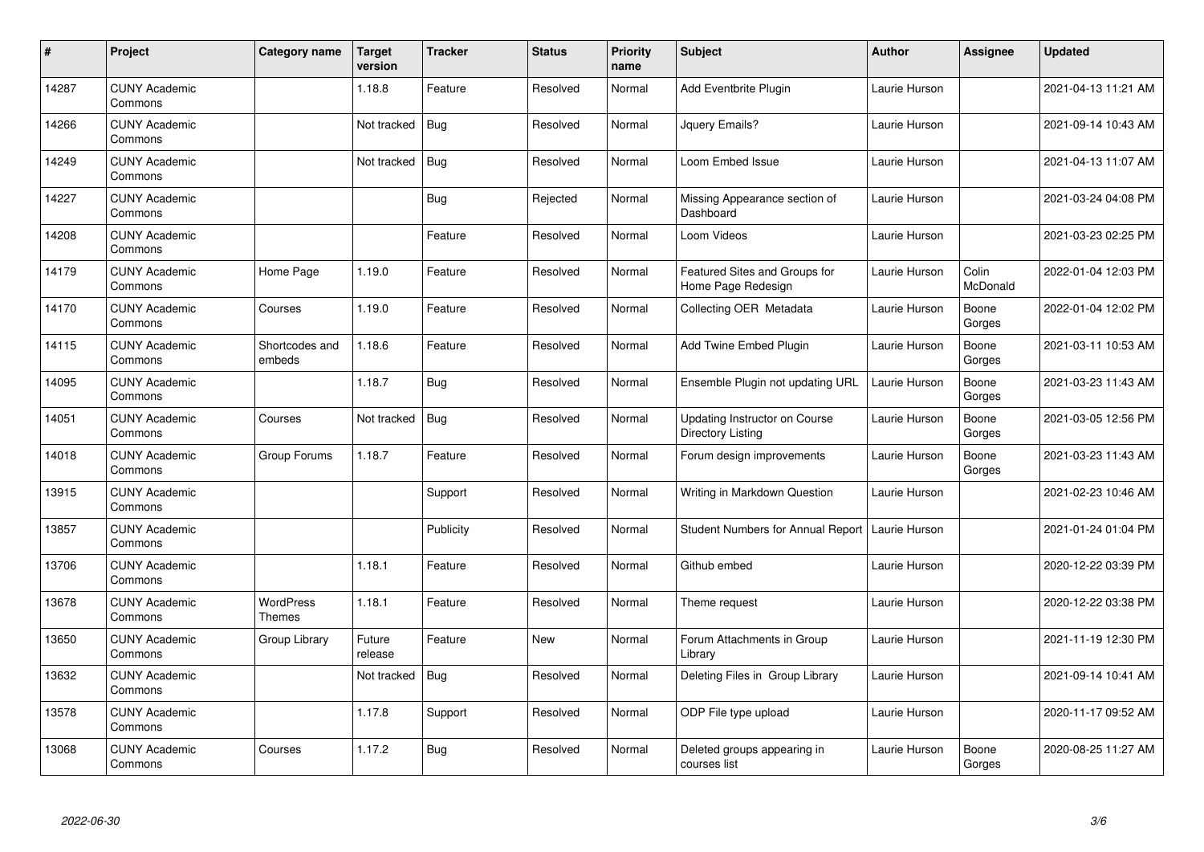| # | Project | Category name | Target version | Tracker | Status | Priority name | Subject | Author | Assignee | Updated |
|---|---|---|---|---|---|---|---|---|---|---|
| 14287 | CUNY Academic Commons | | 1.18.8 | Feature | Resolved | Normal | Add Eventbrite Plugin | Laurie Hurson | | 2021-04-13 11:21 AM |
| 14266 | CUNY Academic Commons | | Not tracked | Bug | Resolved | Normal | Jquery Emails? | Laurie Hurson | | 2021-09-14 10:43 AM |
| 14249 | CUNY Academic Commons | | Not tracked | Bug | Resolved | Normal | Loom Embed Issue | Laurie Hurson | | 2021-04-13 11:07 AM |
| 14227 | CUNY Academic Commons | | | Bug | Rejected | Normal | Missing Appearance section of Dashboard | Laurie Hurson | | 2021-03-24 04:08 PM |
| 14208 | CUNY Academic Commons | | | Feature | Resolved | Normal | Loom Videos | Laurie Hurson | | 2021-03-23 02:25 PM |
| 14179 | CUNY Academic Commons | Home Page | 1.19.0 | Feature | Resolved | Normal | Featured Sites and Groups for Home Page Redesign | Laurie Hurson | Colin McDonald | 2022-01-04 12:03 PM |
| 14170 | CUNY Academic Commons | Courses | 1.19.0 | Feature | Resolved | Normal | Collecting OER Metadata | Laurie Hurson | Boone Gorges | 2022-01-04 12:02 PM |
| 14115 | CUNY Academic Commons | Shortcodes and embeds | 1.18.6 | Feature | Resolved | Normal | Add Twine Embed Plugin | Laurie Hurson | Boone Gorges | 2021-03-11 10:53 AM |
| 14095 | CUNY Academic Commons | | 1.18.7 | Bug | Resolved | Normal | Ensemble Plugin not updating URL | Laurie Hurson | Boone Gorges | 2021-03-23 11:43 AM |
| 14051 | CUNY Academic Commons | Courses | Not tracked | Bug | Resolved | Normal | Updating Instructor on Course Directory Listing | Laurie Hurson | Boone Gorges | 2021-03-05 12:56 PM |
| 14018 | CUNY Academic Commons | Group Forums | 1.18.7 | Feature | Resolved | Normal | Forum design improvements | Laurie Hurson | Boone Gorges | 2021-03-23 11:43 AM |
| 13915 | CUNY Academic Commons | | | Support | Resolved | Normal | Writing in Markdown Question | Laurie Hurson | | 2021-02-23 10:46 AM |
| 13857 | CUNY Academic Commons | | | Publicity | Resolved | Normal | Student Numbers for Annual Report | Laurie Hurson | | 2021-01-24 01:04 PM |
| 13706 | CUNY Academic Commons | | 1.18.1 | Feature | Resolved | Normal | Github embed | Laurie Hurson | | 2020-12-22 03:39 PM |
| 13678 | CUNY Academic Commons | WordPress Themes | 1.18.1 | Feature | Resolved | Normal | Theme request | Laurie Hurson | | 2020-12-22 03:38 PM |
| 13650 | CUNY Academic Commons | Group Library | Future release | Feature | New | Normal | Forum Attachments in Group Library | Laurie Hurson | | 2021-11-19 12:30 PM |
| 13632 | CUNY Academic Commons | | Not tracked | Bug | Resolved | Normal | Deleting Files in Group Library | Laurie Hurson | | 2021-09-14 10:41 AM |
| 13578 | CUNY Academic Commons | | 1.17.8 | Support | Resolved | Normal | ODP File type upload | Laurie Hurson | | 2020-11-17 09:52 AM |
| 13068 | CUNY Academic Commons | Courses | 1.17.2 | Bug | Resolved | Normal | Deleted groups appearing in courses list | Laurie Hurson | Boone Gorges | 2020-08-25 11:27 AM |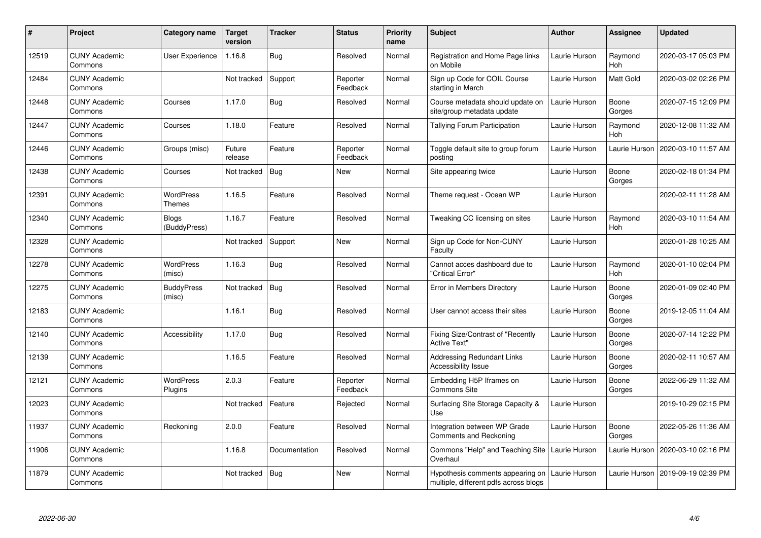| # | Project | Category name | Target version | Tracker | Status | Priority name | Subject | Author | Assignee | Updated |
|---|---|---|---|---|---|---|---|---|---|---|
| 12519 | CUNY Academic Commons | User Experience | 1.16.8 | Bug | Resolved | Normal | Registration and Home Page links on Mobile | Laurie Hurson | Raymond Hoh | 2020-03-17 05:03 PM |
| 12484 | CUNY Academic Commons | | Not tracked | Support | Reporter Feedback | Normal | Sign up Code for COIL Course starting in March | Laurie Hurson | Matt Gold | 2020-03-02 02:26 PM |
| 12448 | CUNY Academic Commons | Courses | 1.17.0 | Bug | Resolved | Normal | Course metadata should update on site/group metadata update | Laurie Hurson | Boone Gorges | 2020-07-15 12:09 PM |
| 12447 | CUNY Academic Commons | Courses | 1.18.0 | Feature | Resolved | Normal | Tallying Forum Participation | Laurie Hurson | Raymond Hoh | 2020-12-08 11:32 AM |
| 12446 | CUNY Academic Commons | Groups (misc) | Future release | Feature | Reporter Feedback | Normal | Toggle default site to group forum posting | Laurie Hurson | Laurie Hurson | 2020-03-10 11:57 AM |
| 12438 | CUNY Academic Commons | Courses | Not tracked | Bug | New | Normal | Site appearing twice | Laurie Hurson | Boone Gorges | 2020-02-18 01:34 PM |
| 12391 | CUNY Academic Commons | WordPress Themes | 1.16.5 | Feature | Resolved | Normal | Theme request - Ocean WP | Laurie Hurson | | 2020-02-11 11:28 AM |
| 12340 | CUNY Academic Commons | Blogs (BuddyPress) | 1.16.7 | Feature | Resolved | Normal | Tweaking CC licensing on sites | Laurie Hurson | Raymond Hoh | 2020-03-10 11:54 AM |
| 12328 | CUNY Academic Commons | | Not tracked | Support | New | Normal | Sign up Code for Non-CUNY Faculty | Laurie Hurson | | 2020-01-28 10:25 AM |
| 12278 | CUNY Academic Commons | WordPress (misc) | 1.16.3 | Bug | Resolved | Normal | Cannot acces dashboard due to "Critical Error" | Laurie Hurson | Raymond Hoh | 2020-01-10 02:04 PM |
| 12275 | CUNY Academic Commons | BuddyPress (misc) | Not tracked | Bug | Resolved | Normal | Error in Members Directory | Laurie Hurson | Boone Gorges | 2020-01-09 02:40 PM |
| 12183 | CUNY Academic Commons | | 1.16.1 | Bug | Resolved | Normal | User cannot access their sites | Laurie Hurson | Boone Gorges | 2019-12-05 11:04 AM |
| 12140 | CUNY Academic Commons | Accessibility | 1.17.0 | Bug | Resolved | Normal | Fixing Size/Contrast of "Recently Active Text" | Laurie Hurson | Boone Gorges | 2020-07-14 12:22 PM |
| 12139 | CUNY Academic Commons | | 1.16.5 | Feature | Resolved | Normal | Addressing Redundant Links Accessibility Issue | Laurie Hurson | Boone Gorges | 2020-02-11 10:57 AM |
| 12121 | CUNY Academic Commons | WordPress Plugins | 2.0.3 | Feature | Reporter Feedback | Normal | Embedding H5P Iframes on Commons Site | Laurie Hurson | Boone Gorges | 2022-06-29 11:32 AM |
| 12023 | CUNY Academic Commons | | Not tracked | Feature | Rejected | Normal | Surfacing Site Storage Capacity & Use | Laurie Hurson | | 2019-10-29 02:15 PM |
| 11937 | CUNY Academic Commons | Reckoning | 2.0.0 | Feature | Resolved | Normal | Integration between WP Grade Comments and Reckoning | Laurie Hurson | Boone Gorges | 2022-05-26 11:36 AM |
| 11906 | CUNY Academic Commons | | 1.16.8 | Documentation | Resolved | Normal | Commons "Help" and Teaching Site Overhaul | Laurie Hurson | Laurie Hurson | 2020-03-10 02:16 PM |
| 11879 | CUNY Academic Commons | | Not tracked | Bug | New | Normal | Hypothesis comments appearing on multiple, different pdfs across blogs | Laurie Hurson | Laurie Hurson | 2019-09-19 02:39 PM |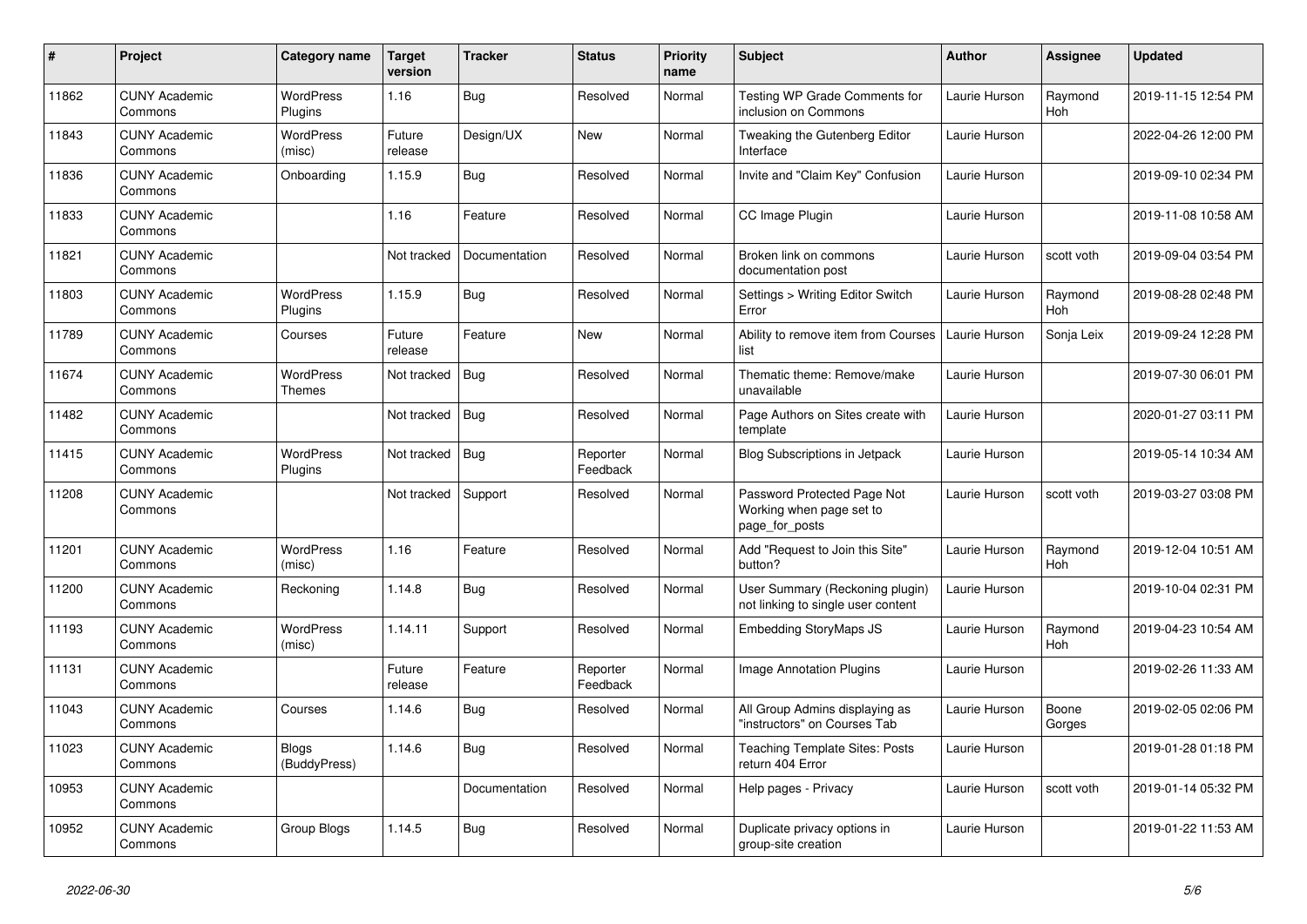| # | Project | Category name | Target version | Tracker | Status | Priority name | Subject | Author | Assignee | Updated |
|---|---|---|---|---|---|---|---|---|---|---|
| 11862 | CUNY Academic Commons | WordPress Plugins | 1.16 | Bug | Resolved | Normal | Testing WP Grade Comments for inclusion on Commons | Laurie Hurson | Raymond Hoh | 2019-11-15 12:54 PM |
| 11843 | CUNY Academic Commons | WordPress (misc) | Future release | Design/UX | New | Normal | Tweaking the Gutenberg Editor Interface | Laurie Hurson | | 2022-04-26 12:00 PM |
| 11836 | CUNY Academic Commons | Onboarding | 1.15.9 | Bug | Resolved | Normal | Invite and "Claim Key" Confusion | Laurie Hurson | | 2019-09-10 02:34 PM |
| 11833 | CUNY Academic Commons | | 1.16 | Feature | Resolved | Normal | CC Image Plugin | Laurie Hurson | | 2019-11-08 10:58 AM |
| 11821 | CUNY Academic Commons | | Not tracked | Documentation | Resolved | Normal | Broken link on commons documentation post | Laurie Hurson | scott voth | 2019-09-04 03:54 PM |
| 11803 | CUNY Academic Commons | WordPress Plugins | 1.15.9 | Bug | Resolved | Normal | Settings > Writing Editor Switch Error | Laurie Hurson | Raymond Hoh | 2019-08-28 02:48 PM |
| 11789 | CUNY Academic Commons | Courses | Future release | Feature | New | Normal | Ability to remove item from Courses list | Laurie Hurson | Sonja Leix | 2019-09-24 12:28 PM |
| 11674 | CUNY Academic Commons | WordPress Themes | Not tracked | Bug | Resolved | Normal | Thematic theme: Remove/make unavailable | Laurie Hurson | | 2019-07-30 06:01 PM |
| 11482 | CUNY Academic Commons | | Not tracked | Bug | Resolved | Normal | Page Authors on Sites create with template | Laurie Hurson | | 2020-01-27 03:11 PM |
| 11415 | CUNY Academic Commons | WordPress Plugins | Not tracked | Bug | Reporter Feedback | Normal | Blog Subscriptions in Jetpack | Laurie Hurson | | 2019-05-14 10:34 AM |
| 11208 | CUNY Academic Commons | | Not tracked | Support | Resolved | Normal | Password Protected Page Not Working when page set to page_for_posts | Laurie Hurson | scott voth | 2019-03-27 03:08 PM |
| 11201 | CUNY Academic Commons | WordPress (misc) | 1.16 | Feature | Resolved | Normal | Add "Request to Join this Site" button? | Laurie Hurson | Raymond Hoh | 2019-12-04 10:51 AM |
| 11200 | CUNY Academic Commons | Reckoning | 1.14.8 | Bug | Resolved | Normal | User Summary (Reckoning plugin) not linking to single user content | Laurie Hurson | | 2019-10-04 02:31 PM |
| 11193 | CUNY Academic Commons | WordPress (misc) | 1.14.11 | Support | Resolved | Normal | Embedding StoryMaps JS | Laurie Hurson | Raymond Hoh | 2019-04-23 10:54 AM |
| 11131 | CUNY Academic Commons | | Future release | Feature | Reporter Feedback | Normal | Image Annotation Plugins | Laurie Hurson | | 2019-02-26 11:33 AM |
| 11043 | CUNY Academic Commons | Courses | 1.14.6 | Bug | Resolved | Normal | All Group Admins displaying as "instructors" on Courses Tab | Laurie Hurson | Boone Gorges | 2019-02-05 02:06 PM |
| 11023 | CUNY Academic Commons | Blogs (BuddyPress) | 1.14.6 | Bug | Resolved | Normal | Teaching Template Sites: Posts return 404 Error | Laurie Hurson | | 2019-01-28 01:18 PM |
| 10953 | CUNY Academic Commons | | | Documentation | Resolved | Normal | Help pages - Privacy | Laurie Hurson | scott voth | 2019-01-14 05:32 PM |
| 10952 | CUNY Academic Commons | Group Blogs | 1.14.5 | Bug | Resolved | Normal | Duplicate privacy options in group-site creation | Laurie Hurson | | 2019-01-22 11:53 AM |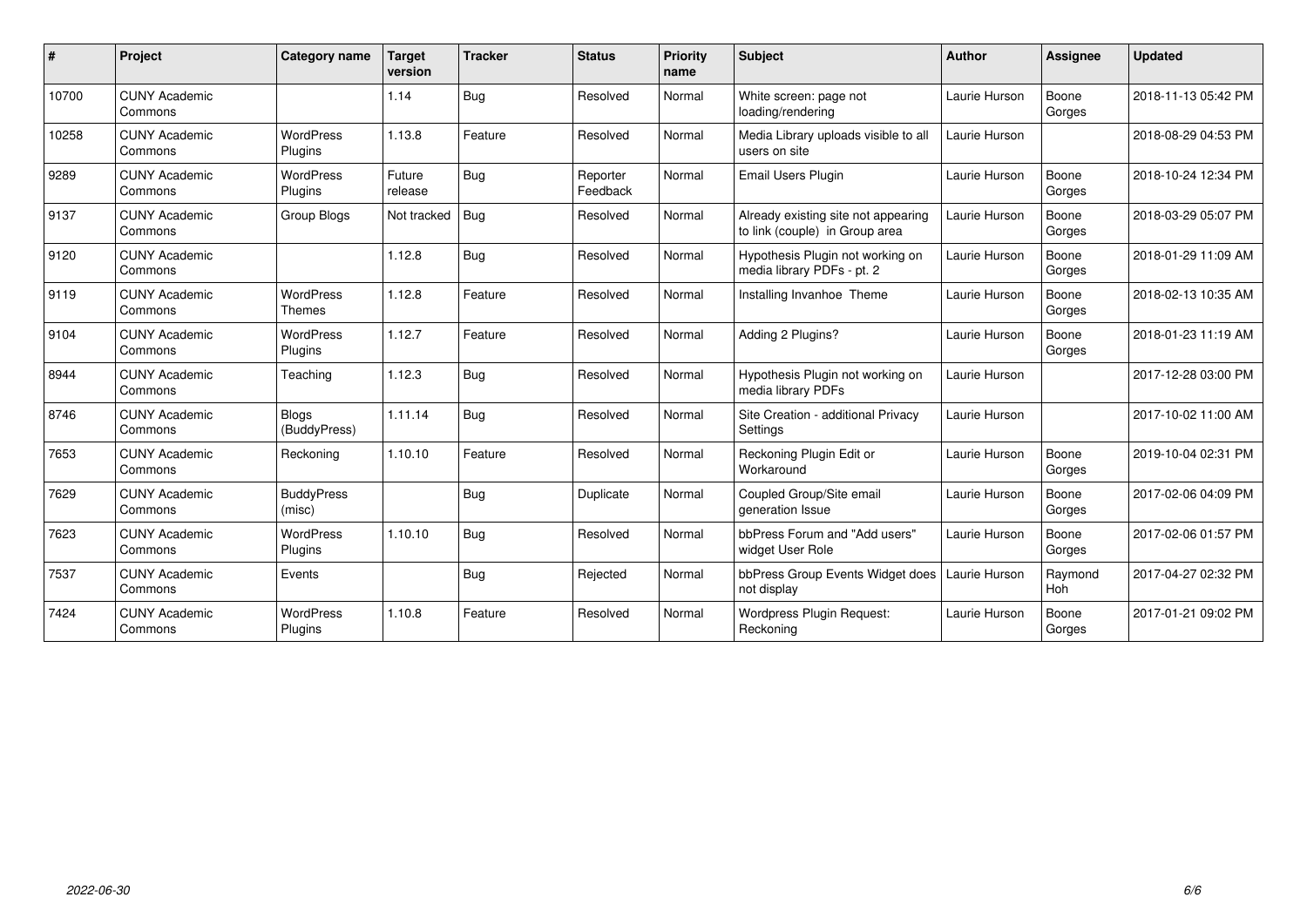| # | Project | Category name | Target version | Tracker | Status | Priority name | Subject | Author | Assignee | Updated |
|---|---|---|---|---|---|---|---|---|---|---|
| 10700 | CUNY Academic Commons | | 1.14 | Bug | Resolved | Normal | White screen: page not loading/rendering | Laurie Hurson | Boone Gorges | 2018-11-13 05:42 PM |
| 10258 | CUNY Academic Commons | WordPress Plugins | 1.13.8 | Feature | Resolved | Normal | Media Library uploads visible to all users on site | Laurie Hurson | | 2018-08-29 04:53 PM |
| 9289 | CUNY Academic Commons | WordPress Plugins | Future release | Bug | Reporter Feedback | Normal | Email Users Plugin | Laurie Hurson | Boone Gorges | 2018-10-24 12:34 PM |
| 9137 | CUNY Academic Commons | Group Blogs | Not tracked | Bug | Resolved | Normal | Already existing site not appearing to link (couple) in Group area | Laurie Hurson | Boone Gorges | 2018-03-29 05:07 PM |
| 9120 | CUNY Academic Commons | | 1.12.8 | Bug | Resolved | Normal | Hypothesis Plugin not working on media library PDFs - pt. 2 | Laurie Hurson | Boone Gorges | 2018-01-29 11:09 AM |
| 9119 | CUNY Academic Commons | WordPress Themes | 1.12.8 | Feature | Resolved | Normal | Installing Invanhoe Theme | Laurie Hurson | Boone Gorges | 2018-02-13 10:35 AM |
| 9104 | CUNY Academic Commons | WordPress Plugins | 1.12.7 | Feature | Resolved | Normal | Adding 2 Plugins? | Laurie Hurson | Boone Gorges | 2018-01-23 11:19 AM |
| 8944 | CUNY Academic Commons | Teaching | 1.12.3 | Bug | Resolved | Normal | Hypothesis Plugin not working on media library PDFs | Laurie Hurson | | 2017-12-28 03:00 PM |
| 8746 | CUNY Academic Commons | Blogs (BuddyPress) | 1.11.14 | Bug | Resolved | Normal | Site Creation - additional Privacy Settings | Laurie Hurson | | 2017-10-02 11:00 AM |
| 7653 | CUNY Academic Commons | Reckoning | 1.10.10 | Feature | Resolved | Normal | Reckoning Plugin Edit or Workaround | Laurie Hurson | Boone Gorges | 2019-10-04 02:31 PM |
| 7629 | CUNY Academic Commons | BuddyPress (misc) | | Bug | Duplicate | Normal | Coupled Group/Site email generation Issue | Laurie Hurson | Boone Gorges | 2017-02-06 04:09 PM |
| 7623 | CUNY Academic Commons | WordPress Plugins | 1.10.10 | Bug | Resolved | Normal | bbPress Forum and "Add users" widget User Role | Laurie Hurson | Boone Gorges | 2017-02-06 01:57 PM |
| 7537 | CUNY Academic Commons | Events | | Bug | Rejected | Normal | bbPress Group Events Widget does not display | Laurie Hurson | Raymond Hoh | 2017-04-27 02:32 PM |
| 7424 | CUNY Academic Commons | WordPress Plugins | 1.10.8 | Feature | Resolved | Normal | Wordpress Plugin Request: Reckoning | Laurie Hurson | Boone Gorges | 2017-01-21 09:02 PM |